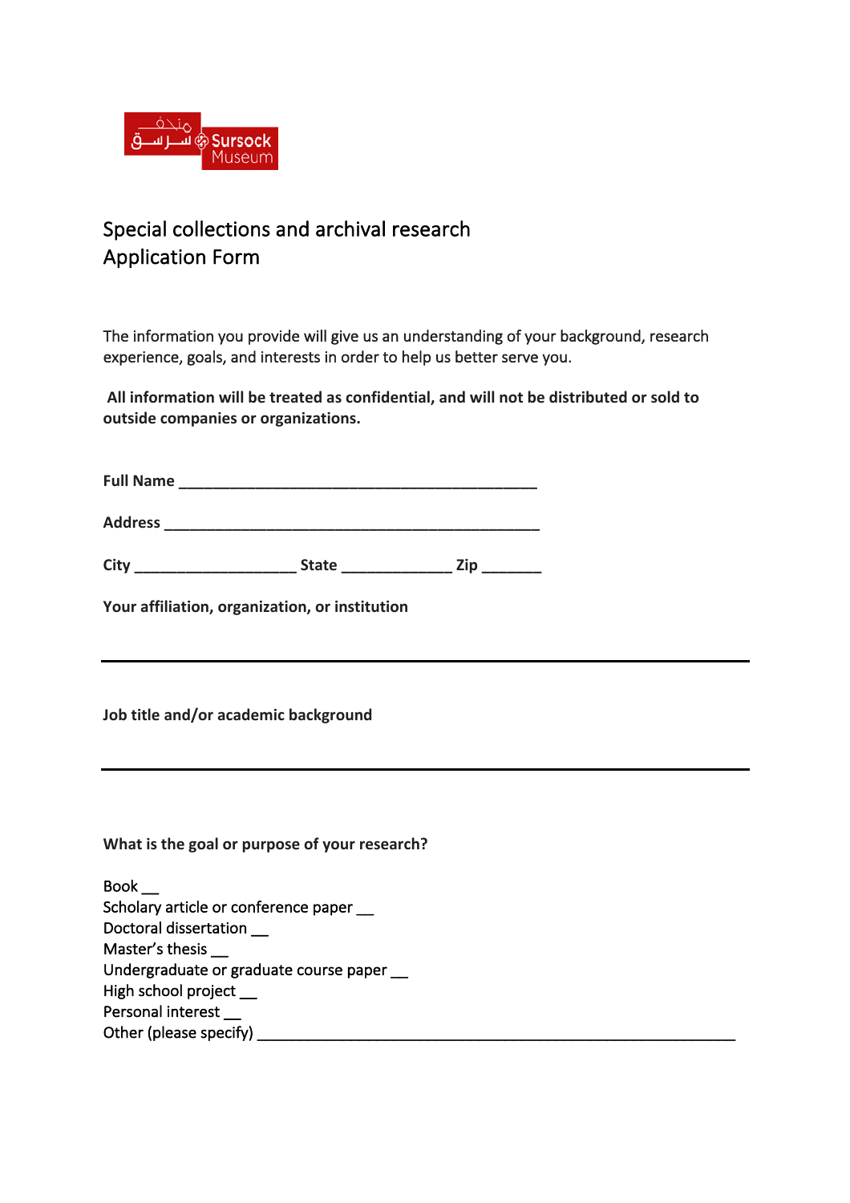متحف سرسق Sursock Museum

# Special collections and archival research
# Application Form

The information you provide will give us an understanding of your background, research experience, goals, and interests in order to help us better serve you.

**All information will be treated as confidential, and will not be distributed or sold to outside companies or organizations.**

**Full Name** ____________________________________________

**Address** ______________________________________________

**City** ___________________ **State** _____________ **Zip** _______

**Your affiliation, organization, or institution**

______________________________________________________________

**Job title and/or academic background**

______________________________________________________________

**What is the goal or purpose of your research?**

Book __  
Scholary article or conference paper __  
Doctoral dissertation __  
Master's thesis __  
Undergraduate or graduate course paper __  
High school project __  
Personal interest __  
Other (please specify) _________________________________________________________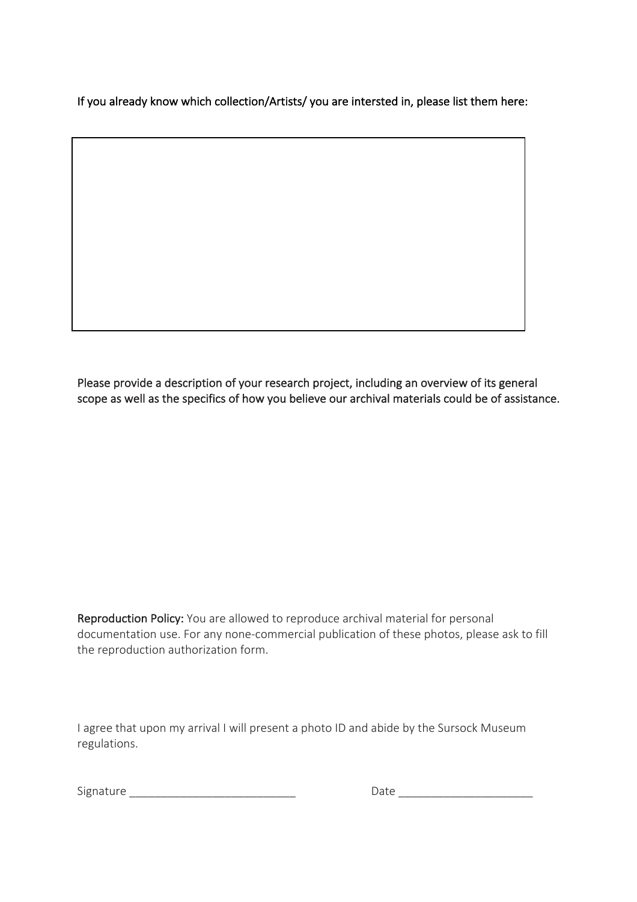If you already know which collection/Artists/ you are intersted in, please list them here:

Please provide a description of your research project, including an overview of its general scope as well as the specifics of how you believe our archival materials could be of assistance.

**Reproduction Policy:** You are allowed to reproduce archival material for personal documentation use. For any none-commercial publication of these photos, please ask to fill the reproduction authorization form.

I agree that upon my arrival I will present a photo ID and abide by the Sursock Museum regulations.

Signature ___________________________ Date _____________________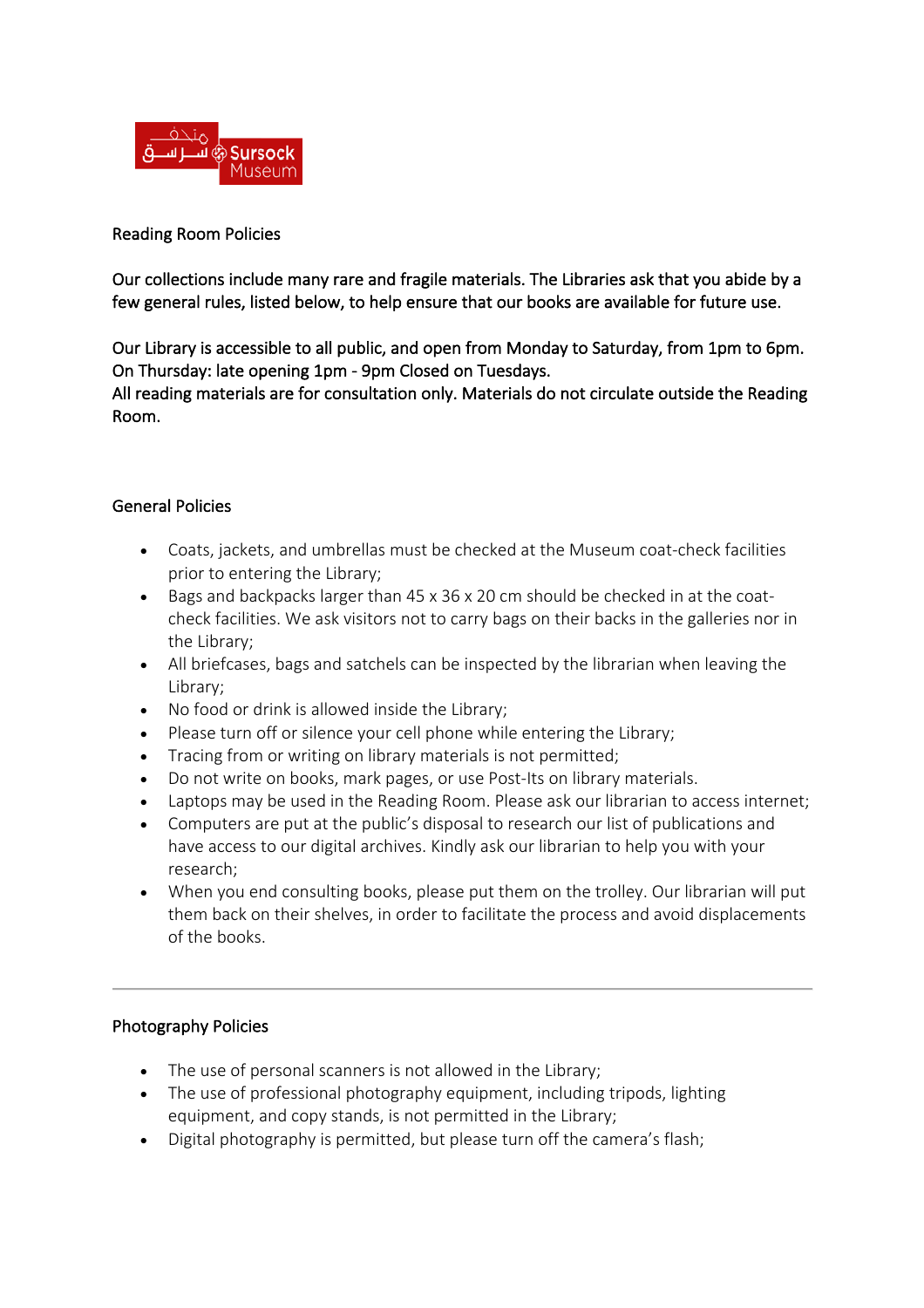## Reading Room Policies

Our collections include many rare and fragile materials. The Libraries ask that you abide by a few general rules, listed below, to help ensure that our books are available for future use.

Our Library is accessible to all public, and open from Monday to Saturday, from 1pm to 6pm. On Thursday: late opening 1pm - 9pm Closed on Tuesdays.
All reading materials are for consultation only. Materials do not circulate outside the Reading Room.

### General Policies

- Coats, jackets, and umbrellas must be checked at the Museum coat-check facilities prior to entering the Library;
- Bags and backpacks larger than 45 x 36 x 20 cm should be checked in at the coat-check facilities. We ask visitors not to carry bags on their backs in the galleries nor in the Library;
- All briefcases, bags and satchels can be inspected by the librarian when leaving the Library;
- No food or drink is allowed inside the Library;
- Please turn off or silence your cell phone while entering the Library;
- Tracing from or writing on library materials is not permitted;
- Do not write on books, mark pages, or use Post-Its on library materials.
- Laptops may be used in the Reading Room. Please ask our librarian to access internet;
- Computers are put at the public's disposal to research our list of publications and have access to our digital archives. Kindly ask our librarian to help you with your research;
- When you end consulting books, please put them on the trolley. Our librarian will put them back on their shelves, in order to facilitate the process and avoid displacements of the books.

---

### Photography Policies

- The use of personal scanners is not allowed in the Library;
- The use of professional photography equipment, including tripods, lighting equipment, and copy stands, is not permitted in the Library;
- Digital photography is permitted, but please turn off the camera's flash;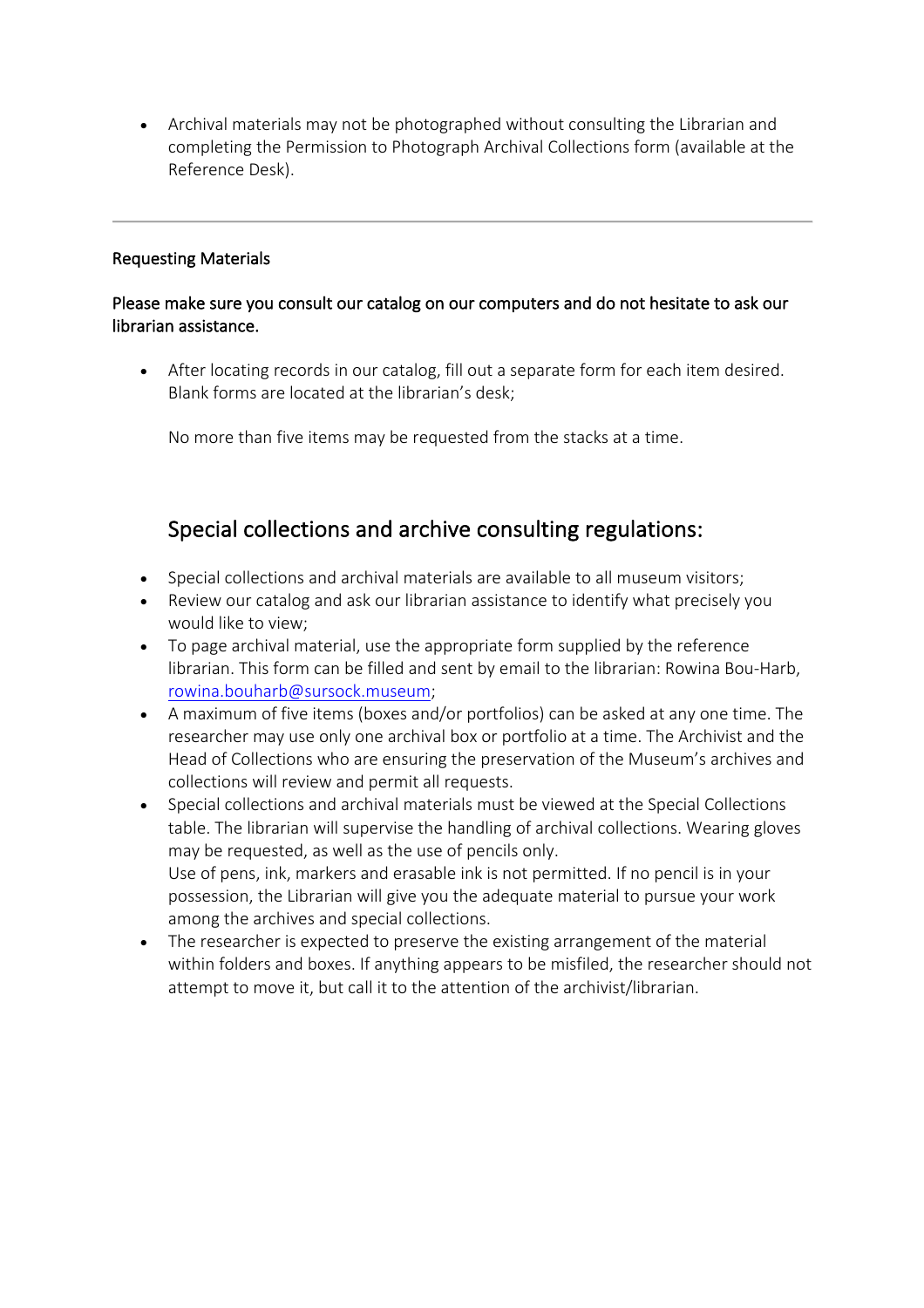- Archival materials may not be photographed without consulting the Librarian and completing the Permission to Photograph Archival Collections form (available at the Reference Desk).

---

Requesting Materials

**Please make sure you consult our catalog on our computers and do not hesitate to ask our librarian assistance.**

- After locating records in our catalog, fill out a separate form for each item desired. Blank forms are located at the librarian's desk;

  No more than five items may be requested from the stacks at a time.

## Special collections and archive consulting regulations:

- Special collections and archival materials are available to all museum visitors;
- Review our catalog and ask our librarian assistance to identify what precisely you would like to view;
- To page archival material, use the appropriate form supplied by the reference librarian. This form can be filled and sent by email to the librarian: Rowina Bou-Harb, [rowina.bouharb@sursock.museum](mailto:rowina.bouharb@sursock.museum);
- A maximum of five items (boxes and/or portfolios) can be asked at any one time. The researcher may use only one archival box or portfolio at a time. The Archivist and the Head of Collections who are ensuring the preservation of the Museum's archives and collections will review and permit all requests.
- Special collections and archival materials must be viewed at the Special Collections table. The librarian will supervise the handling of archival collections. Wearing gloves may be requested, as well as the use of pencils only.
  Use of pens, ink, markers and erasable ink is not permitted. If no pencil is in your possession, the Librarian will give you the adequate material to pursue your work among the archives and special collections.
- The researcher is expected to preserve the existing arrangement of the material within folders and boxes. If anything appears to be misfiled, the researcher should not attempt to move it, but call it to the attention of the archivist/librarian.